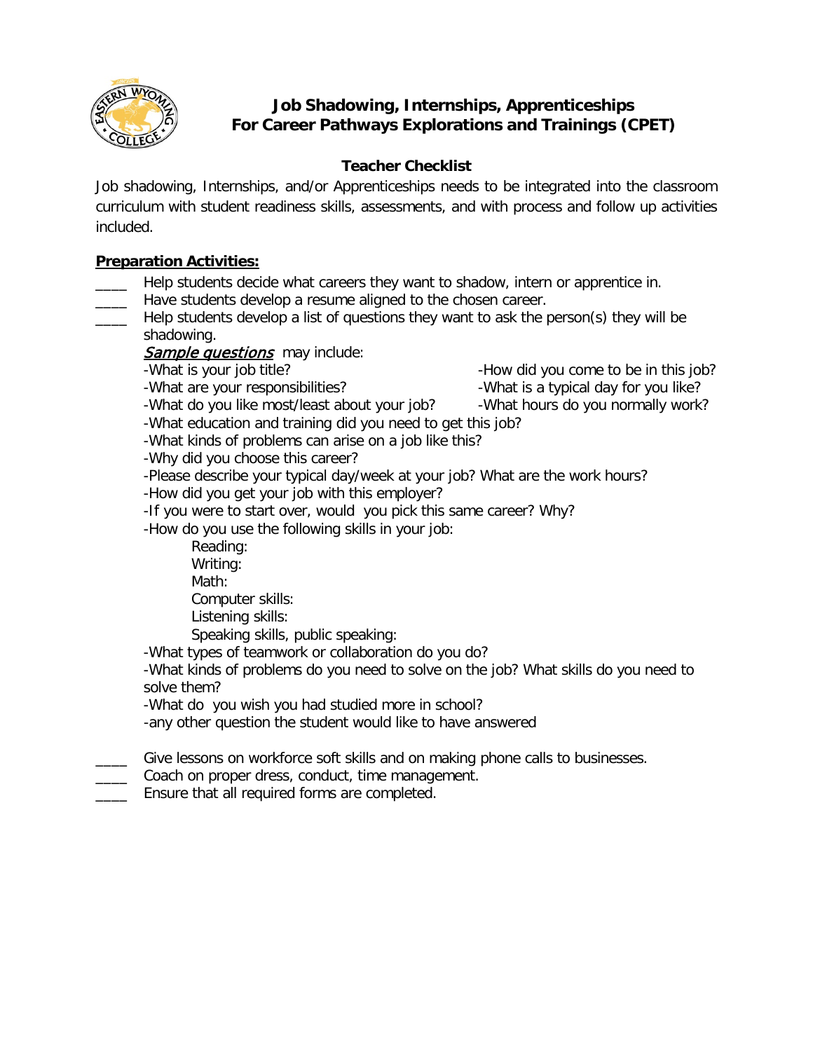# Job Shadowing, Internships, Apprenticeships
# For Career Pathways Explorations and Trainings (CPET)

## Teacher Checklist

Job shadowing, Internships, and/or Apprenticeships needs to be integrated into the classroom curriculum with student readiness skills, assessments, and with process and follow up activities included.

**Preparation Activities:**

____ Help students decide what careers they want to shadow, intern or apprentice in.

____ Have students develop a resume aligned to the chosen career.

____ Help students develop a list of questions they want to ask the person(s) they will be shadowing.

*Sample questions* may include:

-What is your job title?
-What are your responsibilities?
-What do you like most/least about your job?
-How did you come to be in this job?
-What is a typical day for you like?
-What hours do you normally work?
-What education and training did you need to get this job?
-What kinds of problems can arise on a job like this?
-Why did you choose this career?
-Please describe your typical day/week at your job? What are the work hours?
-How did you get your job with this employer?
-If you were to start over, would you pick this same career? Why?
-How do you use the following skills in your job:

Reading:
Writing:
Math:
Computer skills:
Listening skills:
Speaking skills, public speaking:

-What types of teamwork or collaboration do you do?
-What kinds of problems do you need to solve on the job? What skills do you need to solve them?
-What do you wish you had studied more in school?
-any other question the student would like to have answered

____ Give lessons on workforce soft skills and on making phone calls to businesses.

____ Coach on proper dress, conduct, time management.

____ Ensure that all required forms are completed.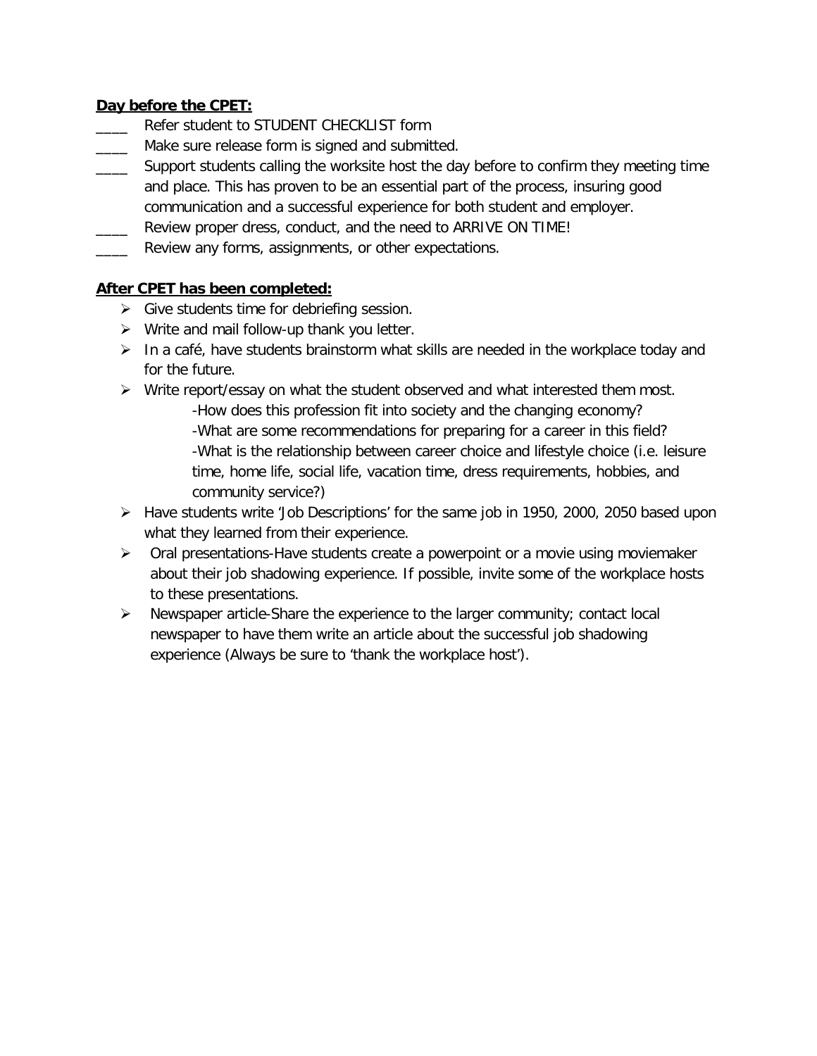**Day before the CPET:**

____ Refer student to STUDENT CHECKLIST form

____ Make sure release form is signed and submitted.

____ Support students calling the worksite host the day before to confirm they meeting time and place. This has proven to be an essential part of the process, insuring good communication and a successful experience for both student and employer.

____ Review proper dress, conduct, and the need to ARRIVE ON TIME!

____ Review any forms, assignments, or other expectations.

**After CPET has been completed:**

- Give students time for debriefing session.
- Write and mail follow-up thank you letter.
- In a café, have students brainstorm what skills are needed in the workplace today and for the future.
- Write report/essay on what the student observed and what interested them most.
  - -How does this profession fit into society and the changing economy?
  - -What are some recommendations for preparing for a career in this field?
  - -What is the relationship between career choice and lifestyle choice (i.e. leisure time, home life, social life, vacation time, dress requirements, hobbies, and community service?)
- Have students write 'Job Descriptions' for the same job in 1950, 2000, 2050 based upon what they learned from their experience.
- Oral presentations-Have students create a powerpoint or a movie using moviemaker about their job shadowing experience. If possible, invite some of the workplace hosts to these presentations.
- Newspaper article-Share the experience to the larger community; contact local newspaper to have them write an article about the successful job shadowing experience (Always be sure to 'thank the workplace host').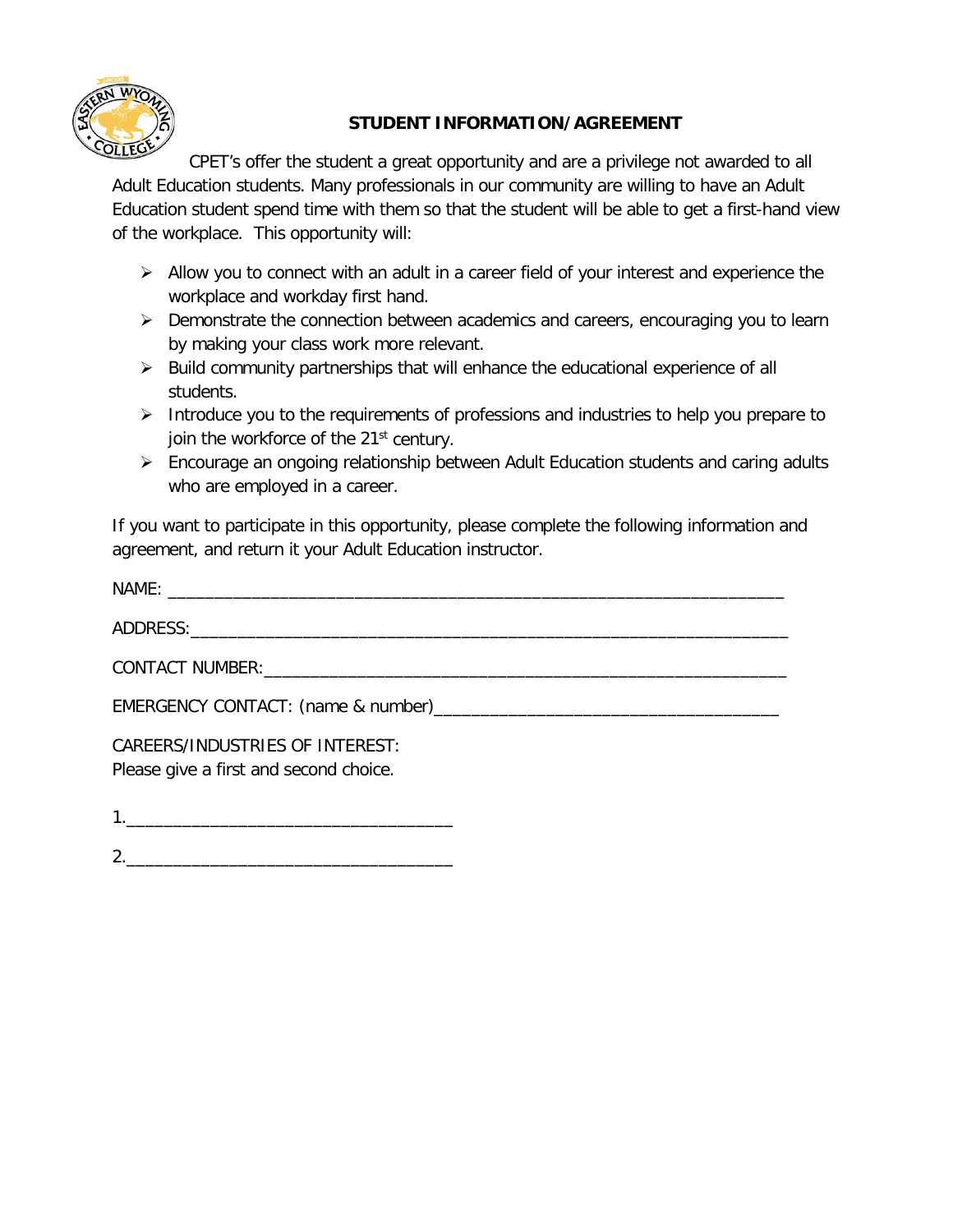**STUDENT INFORMATION/AGREEMENT**

CPET's offer the student a great opportunity and are a privilege not awarded to all Adult Education students. Many professionals in our community are willing to have an Adult Education student spend time with them so that the student will be able to get a first-hand view of the workplace. This opportunity will:

- Allow you to connect with an adult in a career field of your interest and experience the workplace and workday first hand.
- Demonstrate the connection between academics and careers, encouraging you to learn by making your class work more relevant.
- Build community partnerships that will enhance the educational experience of all students.
- Introduce you to the requirements of professions and industries to help you prepare to join the workforce of the 21st century.
- Encourage an ongoing relationship between Adult Education students and caring adults who are employed in a career.

If you want to participate in this opportunity, please complete the following information and agreement, and return it your Adult Education instructor.

NAME: ____________________________________________________________

ADDRESS:__________________________________________________________

CONTACT NUMBER:__________________________________________________

EMERGENCY CONTACT: (name & number)___________________________________

CAREERS/INDUSTRIES OF INTEREST:
Please give a first and second choice.

1.________________________________

2.________________________________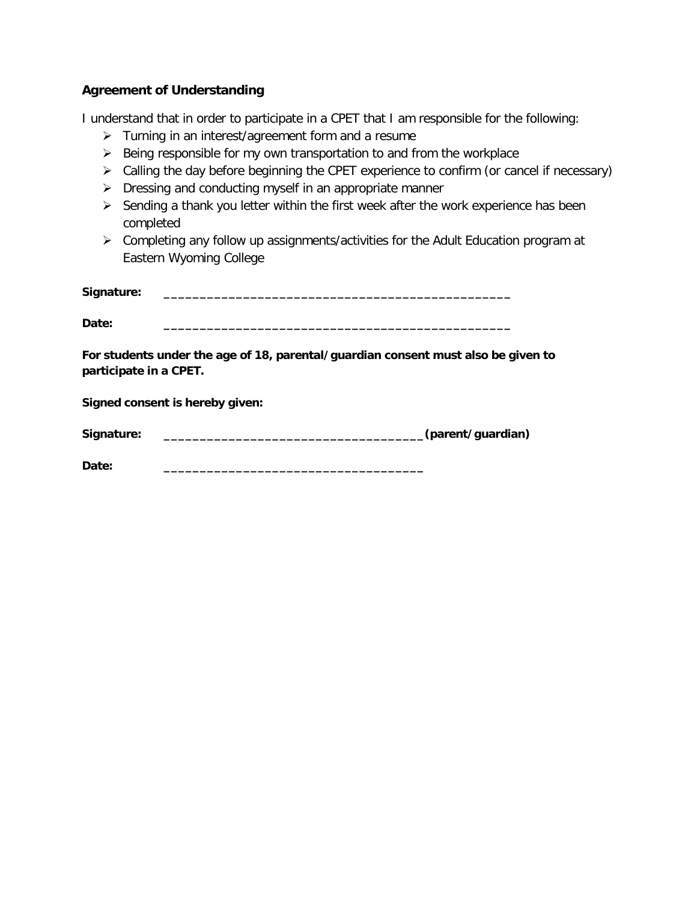**Agreement of Understanding**

I understand that in order to participate in a CPET that I am responsible for the following:

- Turning in an interest/agreement form and a resume
- Being responsible for my own transportation to and from the workplace
- Calling the day before beginning the CPET experience to confirm (or cancel if necessary)
- Dressing and conducting myself in an appropriate manner
- Sending a thank you letter within the first week after the work experience has been completed
- Completing any follow up assignments/activities for the Adult Education program at Eastern Wyoming College

**Signature:** _______________________________________________

**Date:** _______________________________________________

**For students under the age of 18, parental/guardian consent must also be given to participate in a CPET.**

**Signed consent is hereby given:**

**Signature:** ___________________________________ **(parent/guardian)**

**Date:** ___________________________________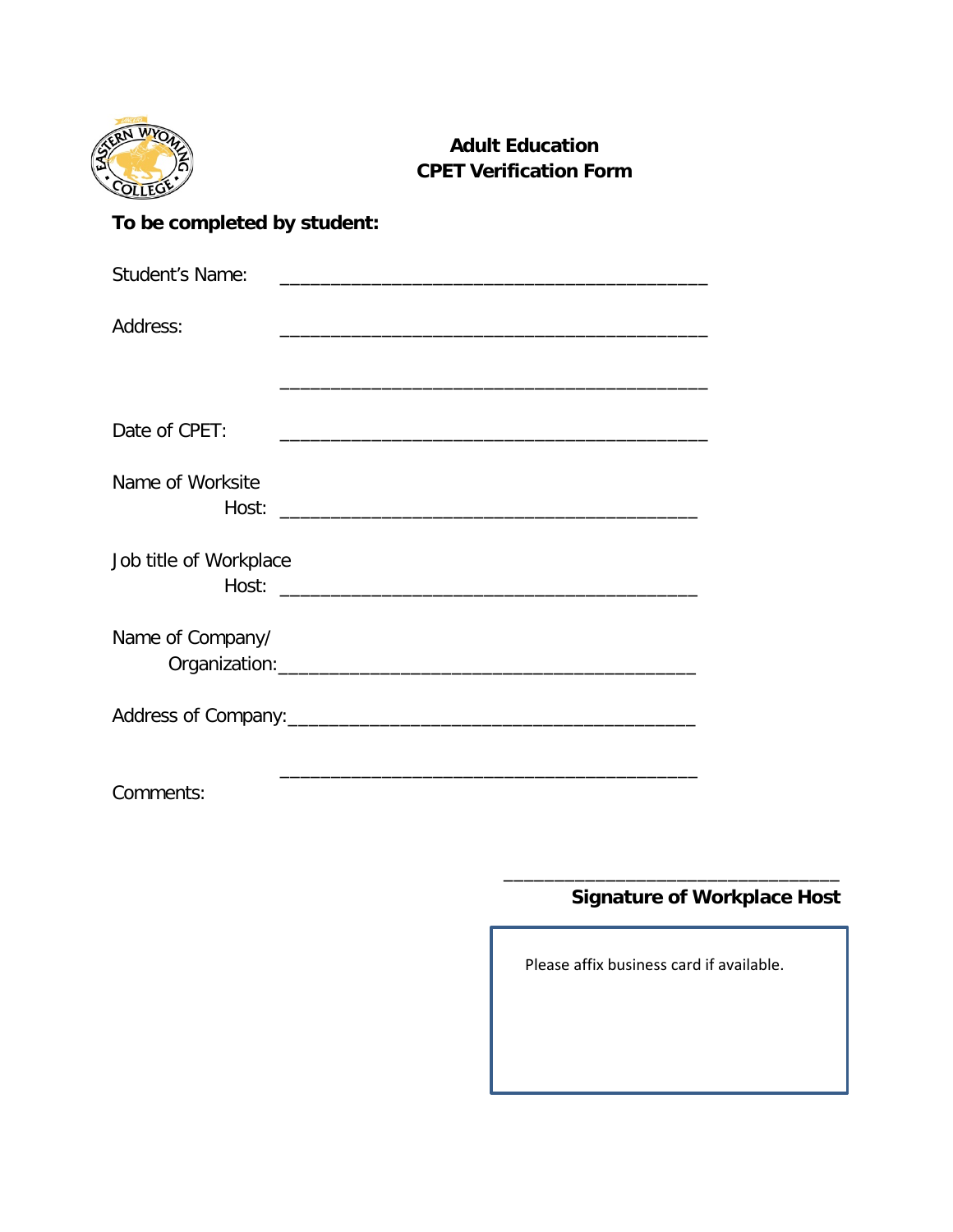# Adult Education
## CPET Verification Form

**To be completed by student:**

Student's Name: ___________________________________________

Address: ___________________________________________

___________________________________________

Date of CPET: ___________________________________________

Name of Worksite Host: ___________________________________________

Job title of Workplace Host: ___________________________________________

Name of Company/ Organization: ___________________________________________

Address of Company: ___________________________________________

___________________________________________

Comments:

___________________________________

**Signature of Workplace Host**

Please affix business card if available.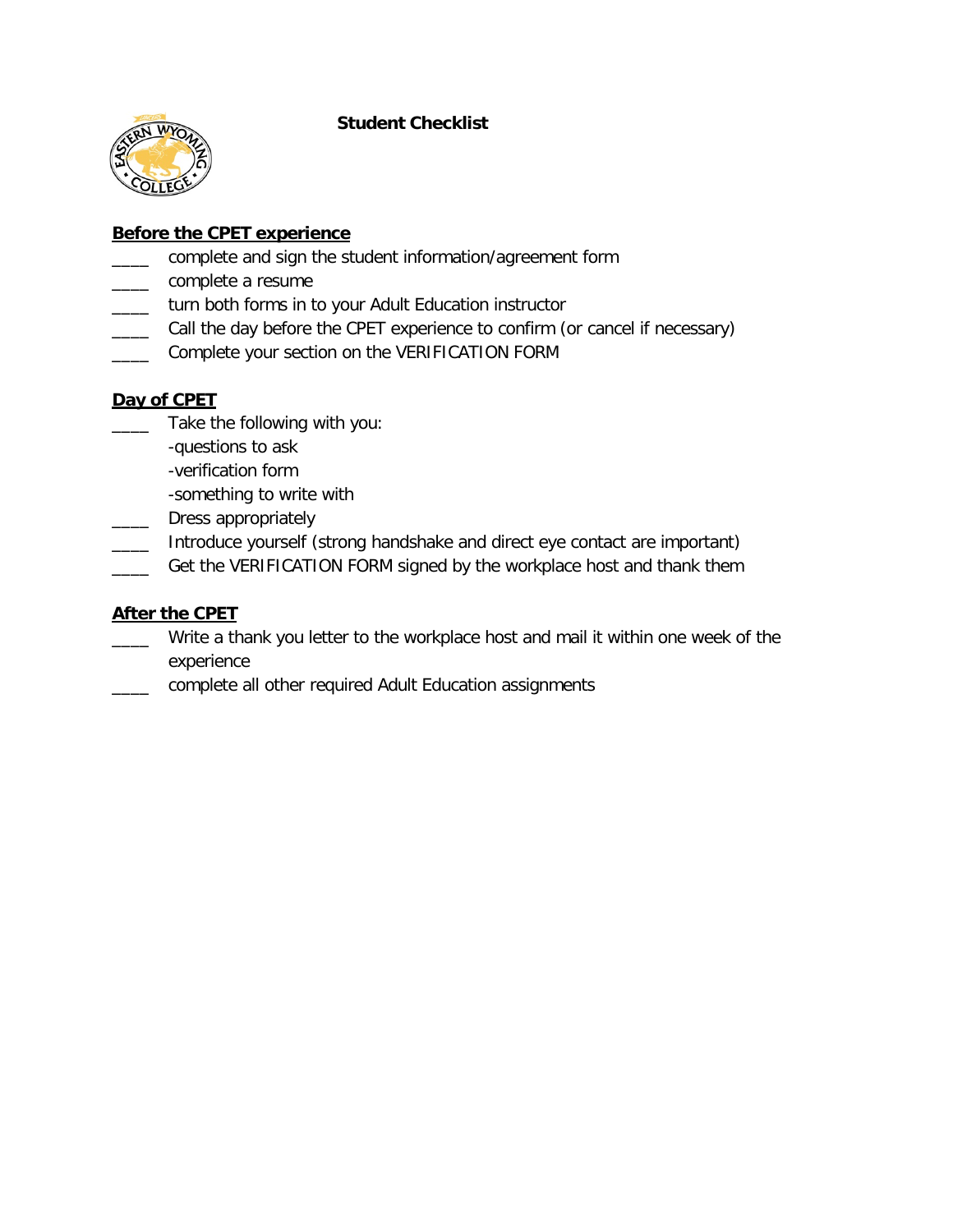# Student Checklist

**Before the CPET experience**

- ____ complete and sign the student information/agreement form
- ____ complete a resume
- ____ turn both forms in to your Adult Education instructor
- ____ Call the day before the CPET experience to confirm (or cancel if necessary)
- ____ Complete your section on the VERIFICATION FORM

**Day of CPET**

- ____ Take the following with you:
  - -questions to ask
  - -verification form
  - -something to write with
- ____ Dress appropriately
- ____ Introduce yourself (strong handshake and direct eye contact are important)
- ____ Get the VERIFICATION FORM signed by the workplace host and thank them

**After the CPET**

- ____ Write a thank you letter to the workplace host and mail it within one week of the experience
- ____ complete all other required Adult Education assignments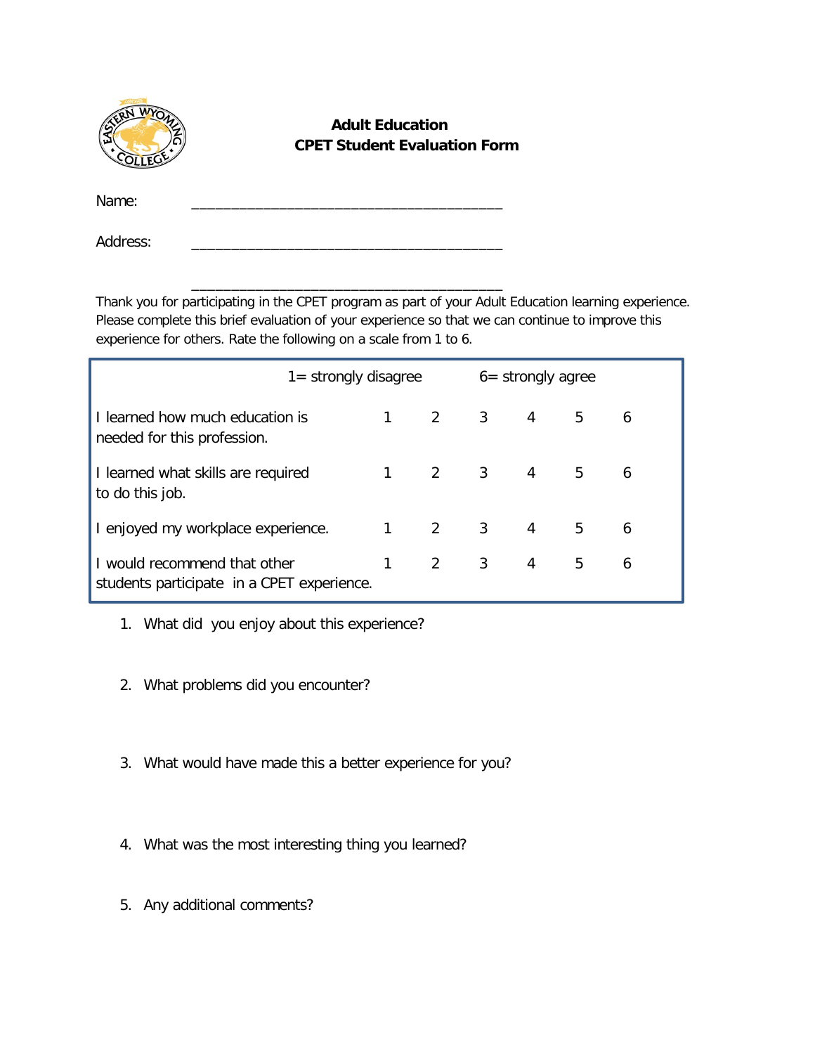**Adult Education**
**CPET Student Evaluation Form**

Name: ________________________________________

Address: ________________________________________

________________________________________

Thank you for participating in the CPET program as part of your Adult Education learning experience. Please complete this brief evaluation of your experience so that we can continue to improve this experience for others. Rate the following on a scale from 1 to 6.

| | 1= strongly disagree | | | 6= strongly agree | | |
|---|---|---|---|---|---|---|
| I learned how much education is needed for this profession. | 1 | 2 | 3 | 4 | 5 | 6 |
| I learned what skills are required to do this job. | 1 | 2 | 3 | 4 | 5 | 6 |
| I enjoyed my workplace experience. | 1 | 2 | 3 | 4 | 5 | 6 |
| I would recommend that other students participate in a CPET experience. | 1 | 2 | 3 | 4 | 5 | 6 |

1. What did you enjoy about this experience?

2. What problems did you encounter?

3. What would have made this a better experience for you?

4. What was the most interesting thing you learned?

5. Any additional comments?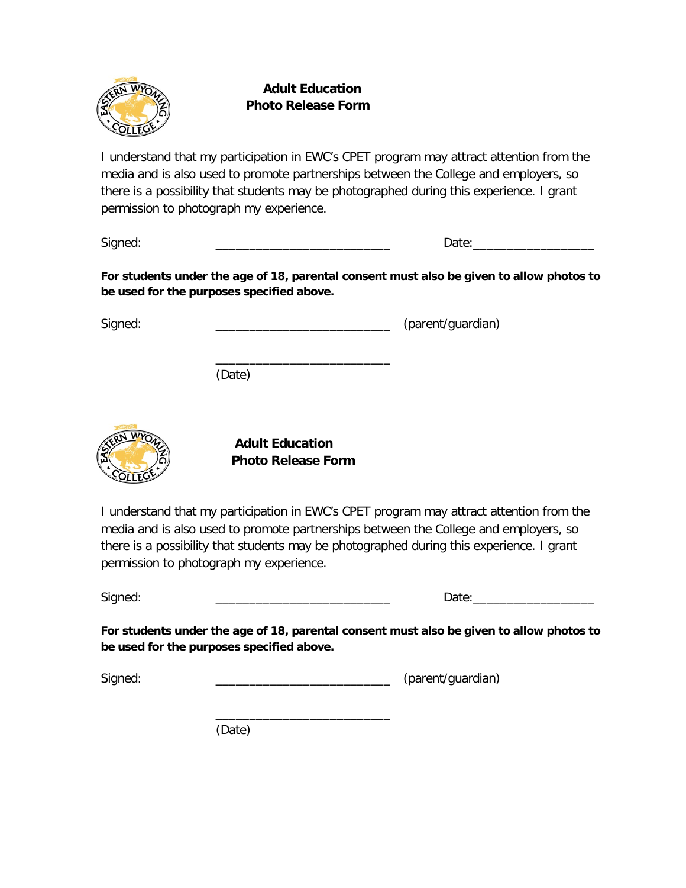## Adult Education
## Photo Release Form

I understand that my participation in EWC's CPET program may attract attention from the media and is also used to promote partnerships between the College and employers, so there is a possibility that students may be photographed during this experience. I grant permission to photograph my experience.

Signed: __________________________ Date:__________________

**For students under the age of 18, parental consent must also be given to allow photos to be used for the purposes specified above.**

Signed: __________________________ (parent/guardian)

__________________________
(Date)

---

## Adult Education
## Photo Release Form

I understand that my participation in EWC's CPET program may attract attention from the media and is also used to promote partnerships between the College and employers, so there is a possibility that students may be photographed during this experience. I grant permission to photograph my experience.

Signed: __________________________ Date:__________________

**For students under the age of 18, parental consent must also be given to allow photos to be used for the purposes specified above.**

Signed: __________________________ (parent/guardian)

__________________________
(Date)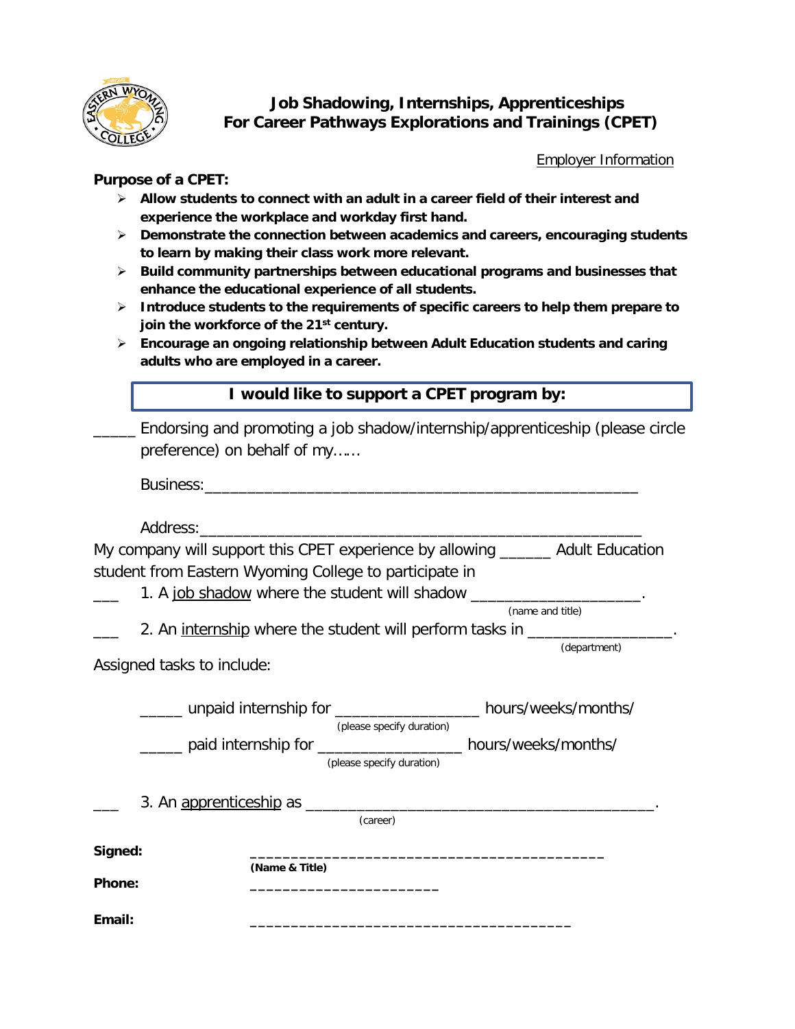## Job Shadowing, Internships, Apprenticeships
## For Career Pathways Explorations and Trainings (CPET)

Employer Information

**Purpose of a CPET:**

- **Allow students to connect with an adult in a career field of their interest and experience the workplace and workday first hand.**
- **Demonstrate the connection between academics and careers, encouraging students to learn by making their class work more relevant.**
- **Build community partnerships between educational programs and businesses that enhance the educational experience of all students.**
- **Introduce students to the requirements of specific careers to help them prepare to join the workforce of the 21st century.**
- **Encourage an ongoing relationship between Adult Education students and caring adults who are employed in a career.**

**I would like to support a CPET program by:**

_____ Endorsing and promoting a job shadow/internship/apprenticeship (please circle preference) on behalf of my……

Business:____________________________________________________

Address:_____________________________________________________

My company will support this CPET experience by allowing ______ Adult Education student from Eastern Wyoming College to participate in

___ 1. A job shadow where the student will shadow ____________________.
(name and title)

___ 2. An internship where the student will perform tasks in _________________.
(department)

Assigned tasks to include:

_____ unpaid internship for _________________ hours/weeks/months/
(please specify duration)

_____ paid internship for _________________ hours/weeks/months/
(please specify duration)

___ 3. An apprenticeship as __________________________________________.
(career)

**Signed:** __________________________________________
**(Name & Title)**

**Phone:** ______________________

**Email:** ______________________________________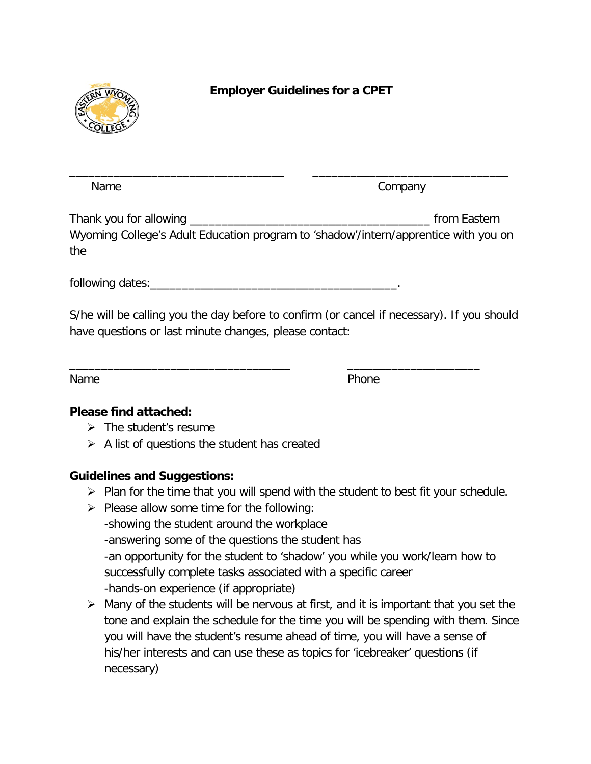**Employer Guidelines for a CPET**

_________________________________ _______________________________
Name Company

Thank you for allowing _____________________________________ from Eastern Wyoming College's Adult Education program to 'shadow'/intern/apprentice with you on the

following dates:______________________________________.

S/he will be calling you the day before to confirm (or cancel if necessary). If you should have questions or last minute changes, please contact:

__________________________________ ____________________
Name Phone

**Please find attached:**

- The student's resume
- A list of questions the student has created

**Guidelines and Suggestions:**

- Plan for the time that you will spend with the student to best fit your schedule.
- Please allow some time for the following:
  -showing the student around the workplace
  -answering some of the questions the student has
  -an opportunity for the student to 'shadow' you while you work/learn how to successfully complete tasks associated with a specific career
  -hands-on experience (if appropriate)
- Many of the students will be nervous at first, and it is important that you set the tone and explain the schedule for the time you will be spending with them. Since you will have the student's resume ahead of time, you will have a sense of his/her interests and can use these as topics for 'icebreaker' questions (if necessary)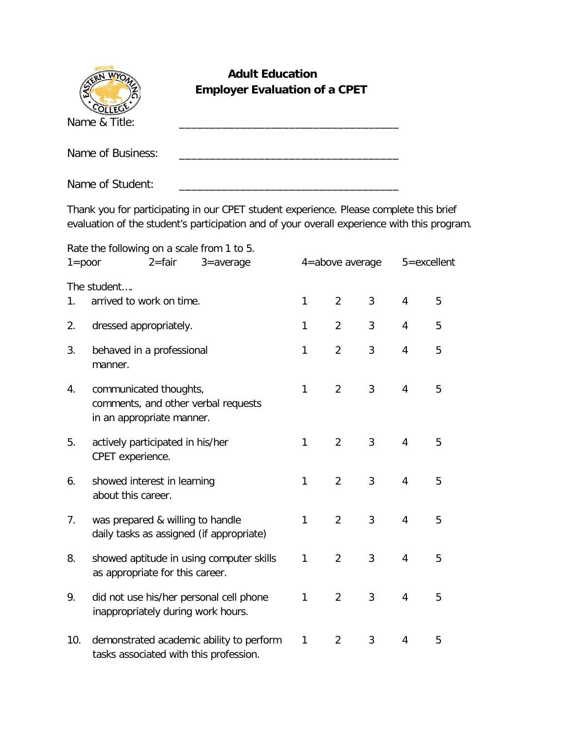# Adult Education
## Employer Evaluation of a CPET

Name & Title: ___________________________________

Name of Business: ___________________________________

Name of Student: ___________________________________

Thank you for participating in our CPET student experience. Please complete this brief evaluation of the student's participation and of your overall experience with this program.

Rate the following on a scale from 1 to 5.

1=poor 2=fair 3=average 4=above average 5=excellent

The student….

| | | | | | | |
|---|---|---|---|---|---|---|
| 1. | arrived to work on time. | 1 | 2 | 3 | 4 | 5 |
| 2. | dressed appropriately. | 1 | 2 | 3 | 4 | 5 |
| 3. | behaved in a professional manner. | 1 | 2 | 3 | 4 | 5 |
| 4. | communicated thoughts, comments, and other verbal requests in an appropriate manner. | 1 | 2 | 3 | 4 | 5 |
| 5. | actively participated in his/her CPET experience. | 1 | 2 | 3 | 4 | 5 |
| 6. | showed interest in learning about this career. | 1 | 2 | 3 | 4 | 5 |
| 7. | was prepared & willing to handle daily tasks as assigned (if appropriate) | 1 | 2 | 3 | 4 | 5 |
| 8. | showed aptitude in using computer skills as appropriate for this career. | 1 | 2 | 3 | 4 | 5 |
| 9. | did not use his/her personal cell phone inappropriately during work hours. | 1 | 2 | 3 | 4 | 5 |
| 10. | demonstrated academic ability to perform tasks associated with this profession. | 1 | 2 | 3 | 4 | 5 |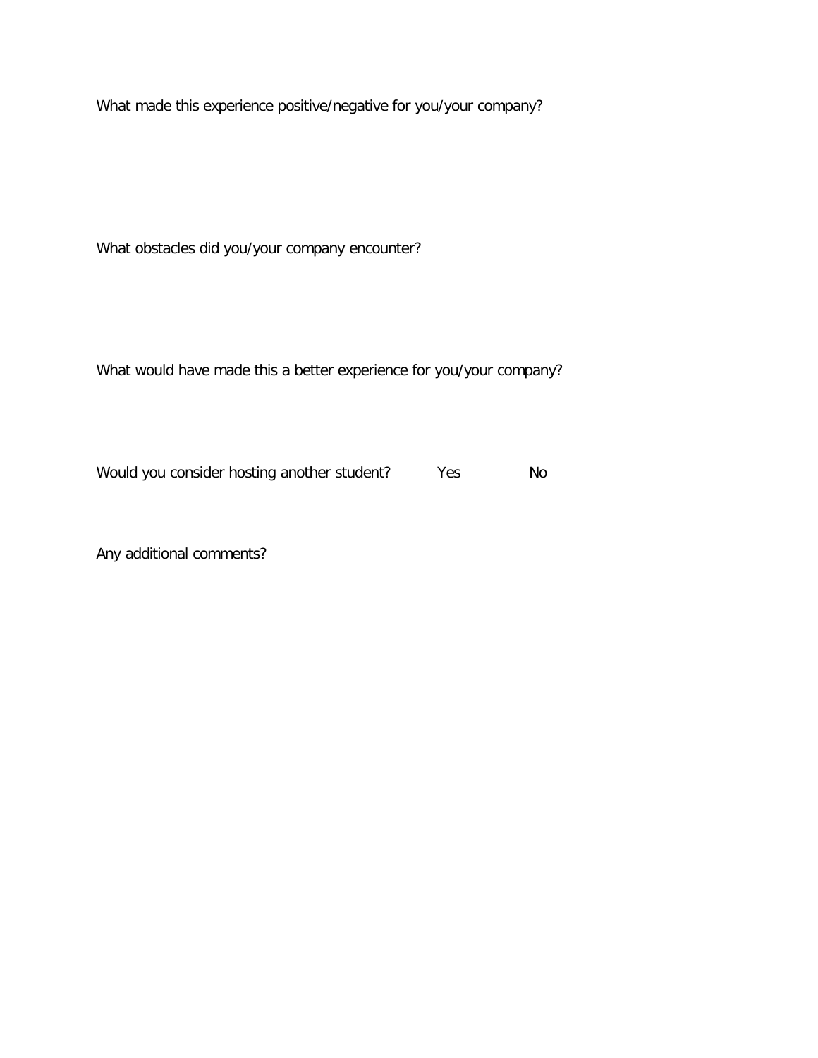What made this experience positive/negative for you/your company?

What obstacles did you/your company encounter?

What would have made this a better experience for you/your company?

Would you consider hosting another student?  Yes  No

Any additional comments?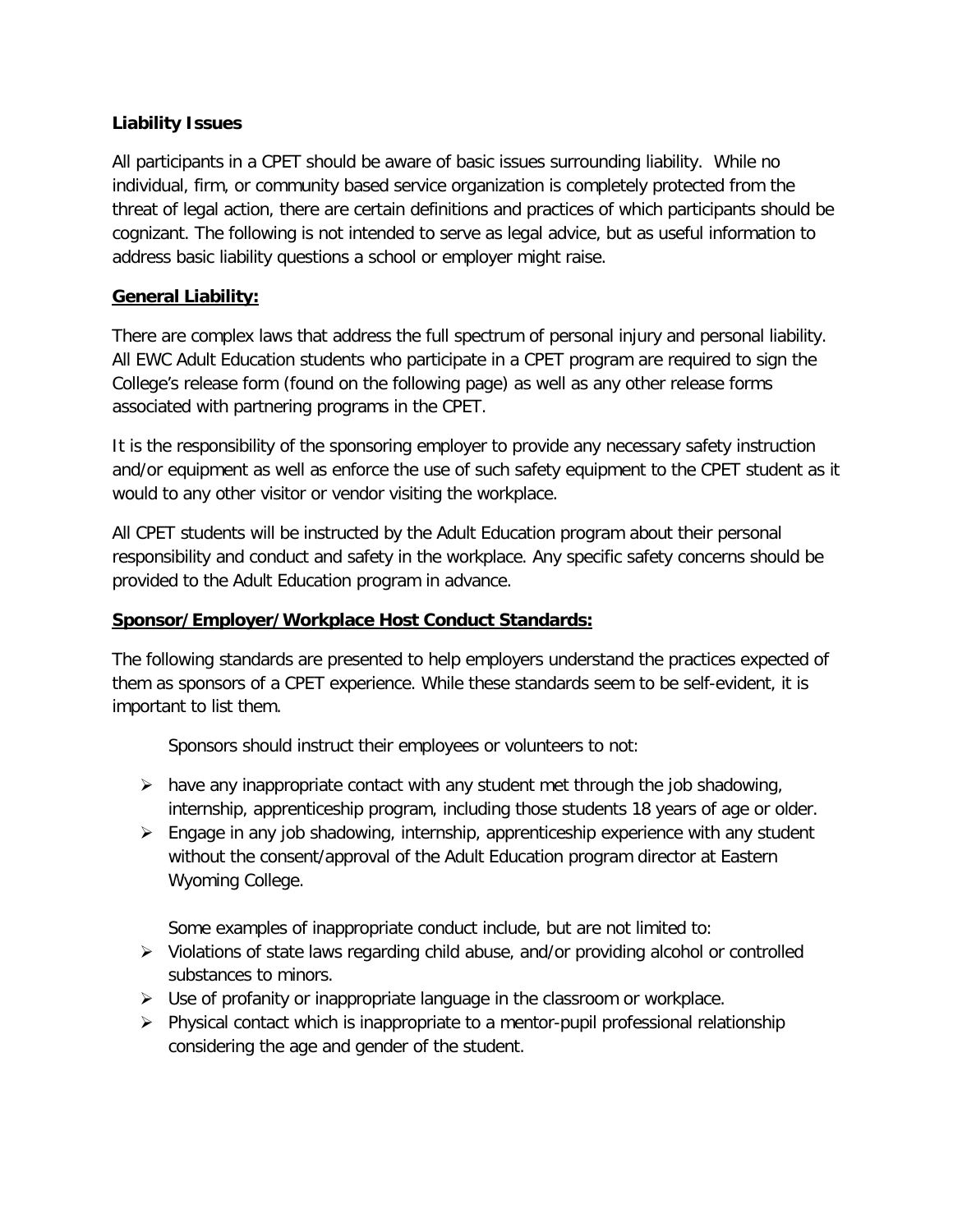**Liability Issues**

All participants in a CPET should be aware of basic issues surrounding liability. While no individual, firm, or community based service organization is completely protected from the threat of legal action, there are certain definitions and practices of which participants should be cognizant. The following is not intended to serve as legal advice, but as useful information to address basic liability questions a school or employer might raise.

**General Liability:**

There are complex laws that address the full spectrum of personal injury and personal liability. All EWC Adult Education students who participate in a CPET program are required to sign the College's release form (found on the following page) as well as any other release forms associated with partnering programs in the CPET.

It is the responsibility of the sponsoring employer to provide any necessary safety instruction and/or equipment as well as enforce the use of such safety equipment to the CPET student as it would to any other visitor or vendor visiting the workplace.

All CPET students will be instructed by the Adult Education program about their personal responsibility and conduct and safety in the workplace. Any specific safety concerns should be provided to the Adult Education program in advance.

**Sponsor/Employer/Workplace Host Conduct Standards:**

The following standards are presented to help employers understand the practices expected of them as sponsors of a CPET experience. While these standards seem to be self-evident, it is important to list them.

Sponsors should instruct their employees or volunteers to not:

- have any inappropriate contact with any student met through the job shadowing, internship, apprenticeship program, including those students 18 years of age or older.
- Engage in any job shadowing, internship, apprenticeship experience with any student without the consent/approval of the Adult Education program director at Eastern Wyoming College.

Some examples of inappropriate conduct include, but are not limited to:

- Violations of state laws regarding child abuse, and/or providing alcohol or controlled substances to minors.
- Use of profanity or inappropriate language in the classroom or workplace.
- Physical contact which is inappropriate to a mentor-pupil professional relationship considering the age and gender of the student.